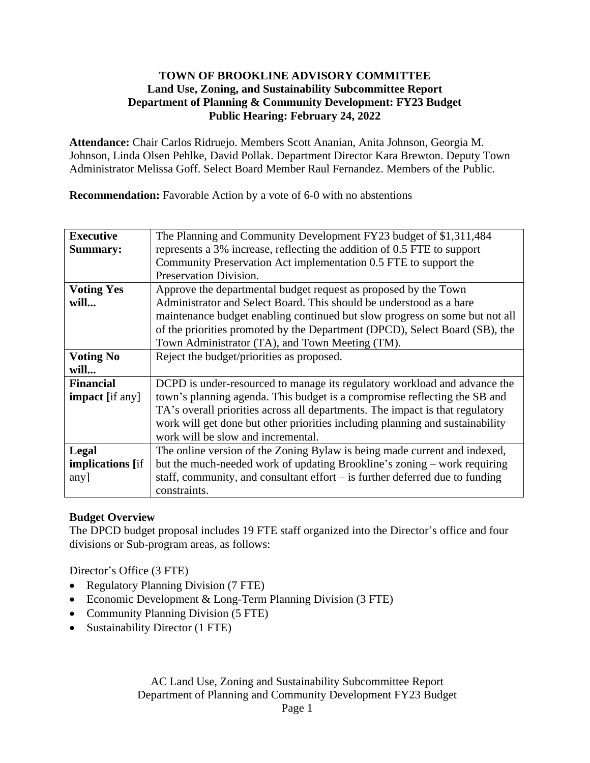# TOWN OF BROOKLINE ADVISORY COMMITTEE
## Land Use, Zoning, and Sustainability Subcommittee Report
## Department of Planning & Community Development: FY23 Budget
## Public Hearing: February 24, 2022

**Attendance:** Chair Carlos Ridruejo. Members Scott Ananian, Anita Johnson, Georgia M. Johnson, Linda Olsen Pehlke, David Pollak. Department Director Kara Brewton. Deputy Town Administrator Melissa Goff. Select Board Member Raul Fernandez. Members of the Public.

**Recommendation:** Favorable Action by a vote of 6-0 with no abstentions

| | |
|---|---|
| **Executive Summary:** | The Planning and Community Development FY23 budget of $1,311,484 represents a 3% increase, reflecting the addition of 0.5 FTE to support Community Preservation Act implementation 0.5 FTE to support the Preservation Division. |
| **Voting Yes will...** | Approve the departmental budget request as proposed by the Town Administrator and Select Board. This should be understood as a bare maintenance budget enabling continued but slow progress on some but not all of the priorities promoted by the Department (DPCD), Select Board (SB), the Town Administrator (TA), and Town Meeting (TM). |
| **Voting No will...** | Reject the budget/priorities as proposed. |
| **Financial impact [**if any] | DCPD is under-resourced to manage its regulatory workload and advance the town's planning agenda. This budget is a compromise reflecting the SB and TA's overall priorities across all departments. The impact is that regulatory work will get done but other priorities including planning and sustainability work will be slow and incremental. |
| **Legal implications [**if any] | The online version of the Zoning Bylaw is being made current and indexed, but the much-needed work of updating Brookline's zoning – work requiring staff, community, and consultant effort – is further deferred due to funding constraints. |

**Budget Overview**

The DPCD budget proposal includes 19 FTE staff organized into the Director's office and four divisions or Sub-program areas, as follows:

Director's Office (3 FTE)

- Regulatory Planning Division (7 FTE)
- Economic Development & Long-Term Planning Division (3 FTE)
- Community Planning Division (5 FTE)
- Sustainability Director (1 FTE)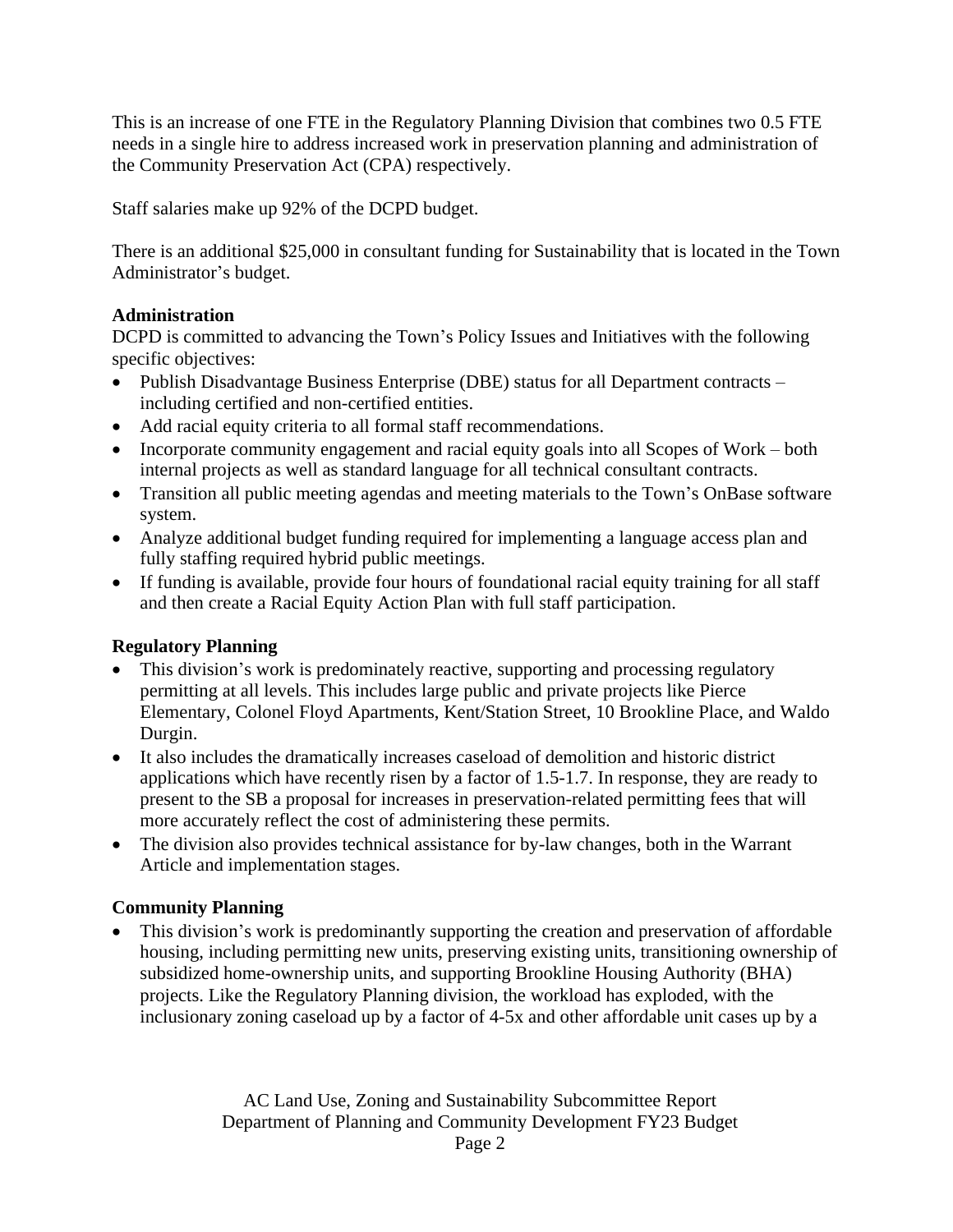This is an increase of one FTE in the Regulatory Planning Division that combines two 0.5 FTE needs in a single hire to address increased work in preservation planning and administration of the Community Preservation Act (CPA) respectively.

Staff salaries make up 92% of the DCPD budget.

There is an additional $25,000 in consultant funding for Sustainability that is located in the Town Administrator's budget.

**Administration**

DCPD is committed to advancing the Town's Policy Issues and Initiatives with the following specific objectives:

- Publish Disadvantage Business Enterprise (DBE) status for all Department contracts – including certified and non-certified entities.
- Add racial equity criteria to all formal staff recommendations.
- Incorporate community engagement and racial equity goals into all Scopes of Work – both internal projects as well as standard language for all technical consultant contracts.
- Transition all public meeting agendas and meeting materials to the Town's OnBase software system.
- Analyze additional budget funding required for implementing a language access plan and fully staffing required hybrid public meetings.
- If funding is available, provide four hours of foundational racial equity training for all staff and then create a Racial Equity Action Plan with full staff participation.

**Regulatory Planning**

- This division's work is predominately reactive, supporting and processing regulatory permitting at all levels. This includes large public and private projects like Pierce Elementary, Colonel Floyd Apartments, Kent/Station Street, 10 Brookline Place, and Waldo Durgin.
- It also includes the dramatically increases caseload of demolition and historic district applications which have recently risen by a factor of 1.5-1.7. In response, they are ready to present to the SB a proposal for increases in preservation-related permitting fees that will more accurately reflect the cost of administering these permits.
- The division also provides technical assistance for by-law changes, both in the Warrant Article and implementation stages.

**Community Planning**

- This division's work is predominantly supporting the creation and preservation of affordable housing, including permitting new units, preserving existing units, transitioning ownership of subsidized home-ownership units, and supporting Brookline Housing Authority (BHA) projects. Like the Regulatory Planning division, the workload has exploded, with the inclusionary zoning caseload up by a factor of 4-5x and other affordable unit cases up by a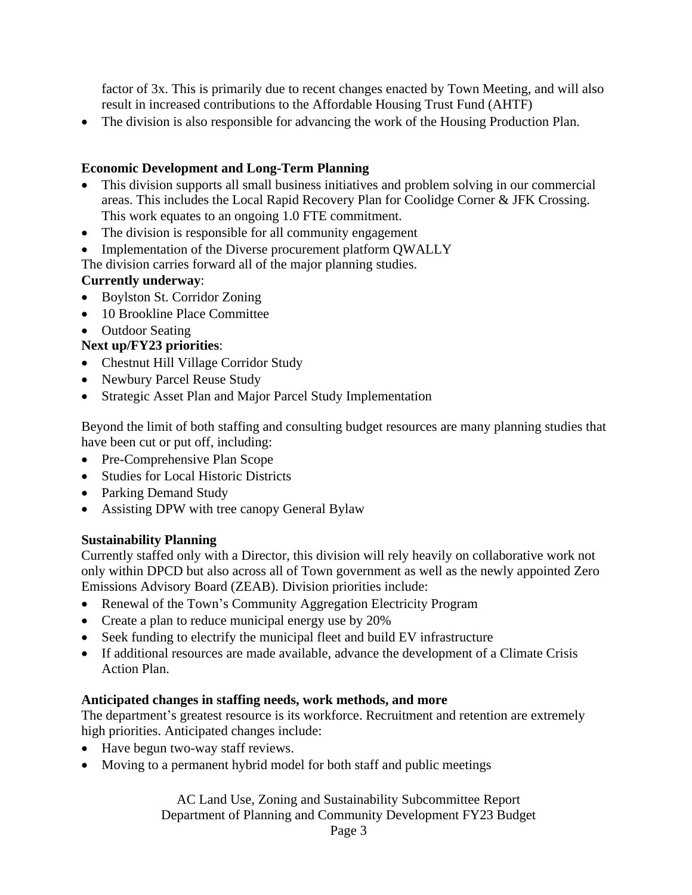factor of 3x. This is primarily due to recent changes enacted by Town Meeting, and will also result in increased contributions to the Affordable Housing Trust Fund (AHTF)

- The division is also responsible for advancing the work of the Housing Production Plan.

**Economic Development and Long-Term Planning**

- This division supports all small business initiatives and problem solving in our commercial areas. This includes the Local Rapid Recovery Plan for Coolidge Corner & JFK Crossing. This work equates to an ongoing 1.0 FTE commitment.
- The division is responsible for all community engagement
- Implementation of the Diverse procurement platform QWALLY

The division carries forward all of the major planning studies.

**Currently underway**:

- Boylston St. Corridor Zoning
- 10 Brookline Place Committee
- Outdoor Seating

**Next up/FY23 priorities**:

- Chestnut Hill Village Corridor Study
- Newbury Parcel Reuse Study
- Strategic Asset Plan and Major Parcel Study Implementation

Beyond the limit of both staffing and consulting budget resources are many planning studies that have been cut or put off, including:

- Pre-Comprehensive Plan Scope
- Studies for Local Historic Districts
- Parking Demand Study
- Assisting DPW with tree canopy General Bylaw

**Sustainability Planning**

Currently staffed only with a Director, this division will rely heavily on collaborative work not only within DPCD but also across all of Town government as well as the newly appointed Zero Emissions Advisory Board (ZEAB). Division priorities include:

- Renewal of the Town's Community Aggregation Electricity Program
- Create a plan to reduce municipal energy use by 20%
- Seek funding to electrify the municipal fleet and build EV infrastructure
- If additional resources are made available, advance the development of a Climate Crisis Action Plan.

**Anticipated changes in staffing needs, work methods, and more**

The department's greatest resource is its workforce. Recruitment and retention are extremely high priorities. Anticipated changes include:

- Have begun two-way staff reviews.
- Moving to a permanent hybrid model for both staff and public meetings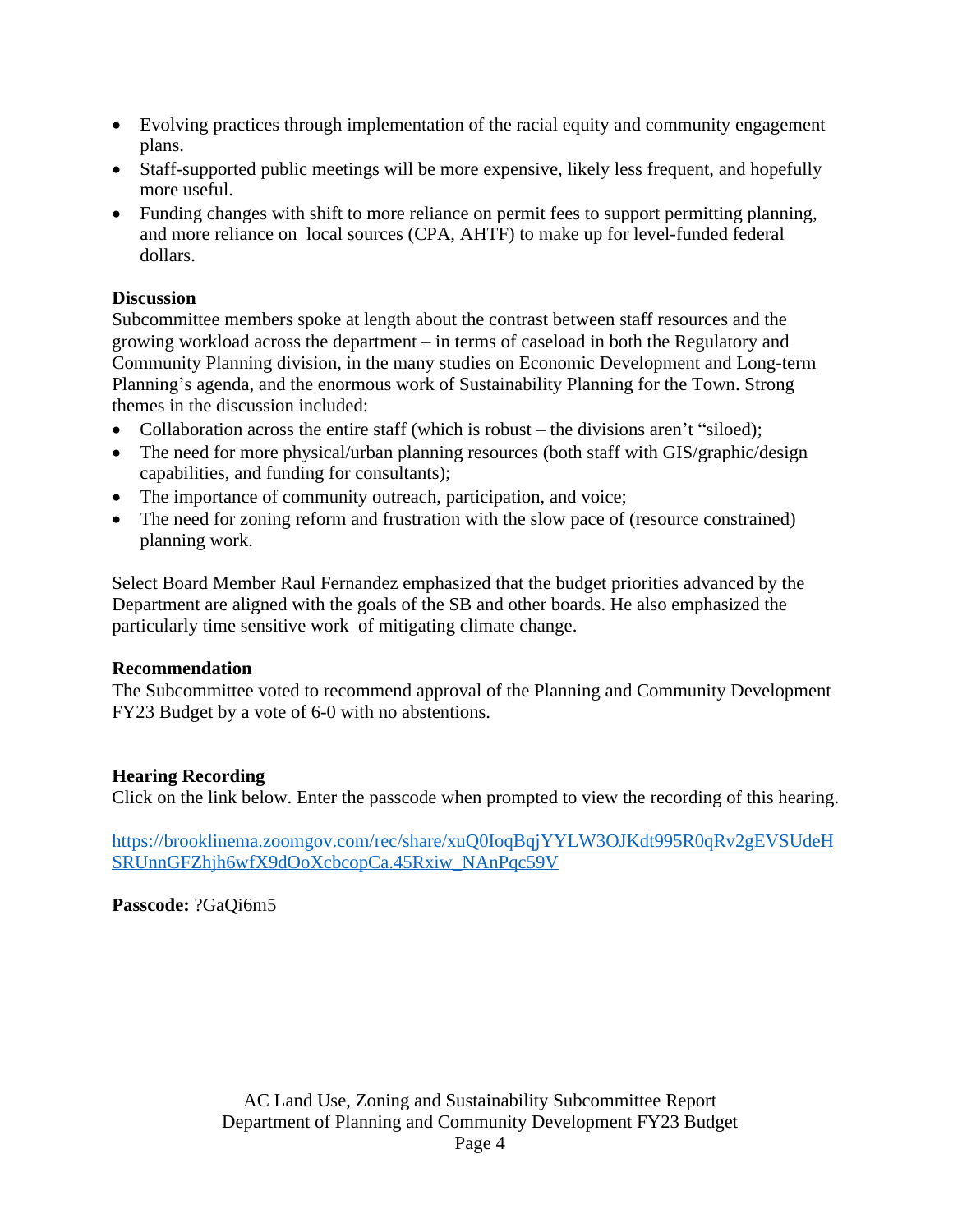- Evolving practices through implementation of the racial equity and community engagement plans.
- Staff-supported public meetings will be more expensive, likely less frequent, and hopefully more useful.
- Funding changes with shift to more reliance on permit fees to support permitting planning, and more reliance on local sources (CPA, AHTF) to make up for level-funded federal dollars.

**Discussion**

Subcommittee members spoke at length about the contrast between staff resources and the growing workload across the department – in terms of caseload in both the Regulatory and Community Planning division, in the many studies on Economic Development and Long-term Planning's agenda, and the enormous work of Sustainability Planning for the Town. Strong themes in the discussion included:

- Collaboration across the entire staff (which is robust – the divisions aren't "siloed);
- The need for more physical/urban planning resources (both staff with GIS/graphic/design capabilities, and funding for consultants);
- The importance of community outreach, participation, and voice;
- The need for zoning reform and frustration with the slow pace of (resource constrained) planning work.

Select Board Member Raul Fernandez emphasized that the budget priorities advanced by the Department are aligned with the goals of the SB and other boards. He also emphasized the particularly time sensitive work of mitigating climate change.

**Recommendation**

The Subcommittee voted to recommend approval of the Planning and Community Development FY23 Budget by a vote of 6-0 with no abstentions.

**Hearing Recording**

Click on the link below. Enter the passcode when prompted to view the recording of this hearing.

https://brooklinema.zoomgov.com/rec/share/xuQ0IoqBqjYYLW3OJKdt995R0qRv2gEVSUdeHSRUnnGFZhjh6wfX9dOoXcbcopCa.45Rxiw_NAnPqc59V

**Passcode:** ?GaQi6m5